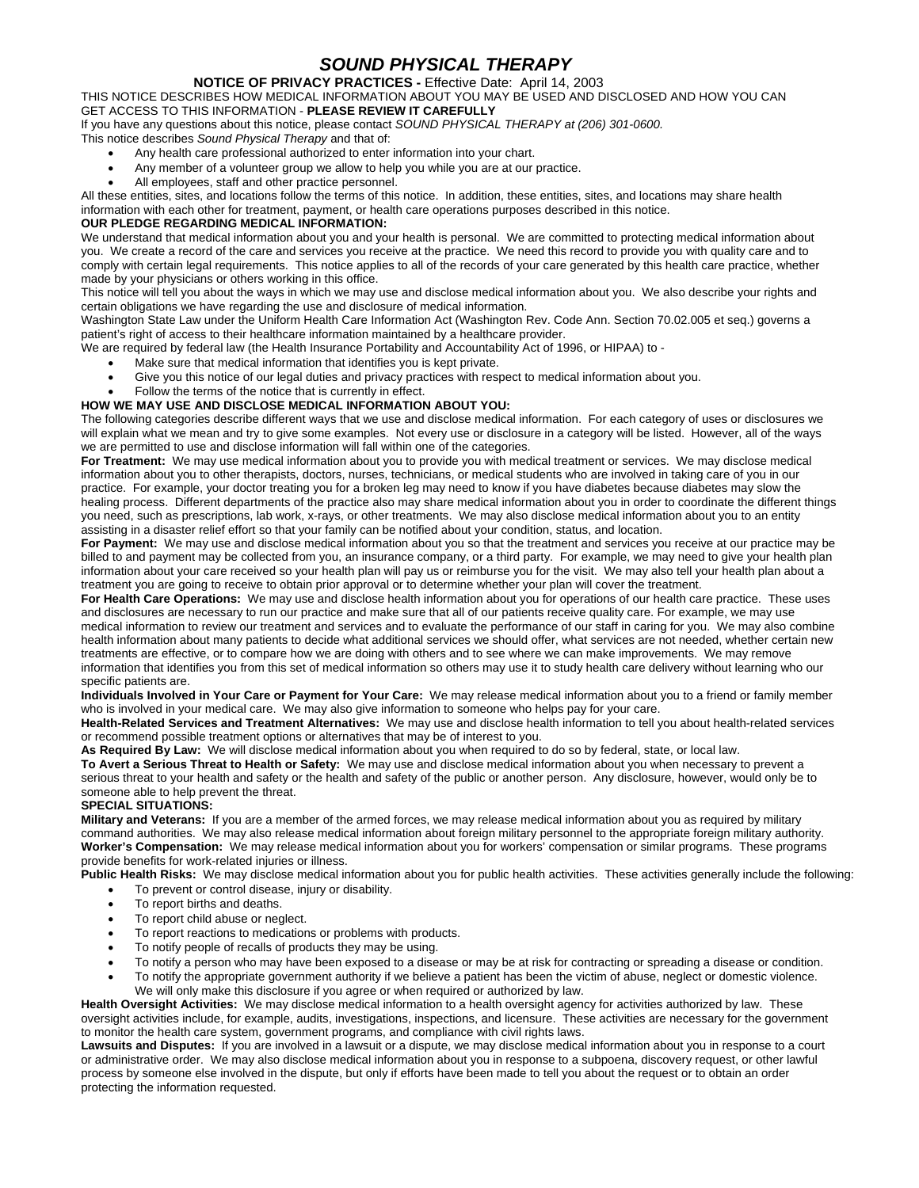# *SOUND PHYSICAL THERAPY*

**NOTICE OF PRIVACY PRACTICES -** Effective Date: April 14, 2003

THIS NOTICE DESCRIBES HOW MEDICAL INFORMATION ABOUT YOU MAY BE USED AND DISCLOSED AND HOW YOU CAN GET ACCESS TO THIS INFORMATION - **PLEASE REVIEW IT CAREFULLY**

If you have any questions about this notice, please contact *SOUND PHYSICAL THERAPY at (206) 301-0600.*

This notice describes *Sound Physical Therapy* and that of:

- Any health care professional authorized to enter information into your chart.
- Any member of a volunteer group we allow to help you while you are at our practice.
- All employees, staff and other practice personnel.

All these entities, sites, and locations follow the terms of this notice. In addition, these entities, sites, and locations may share health information with each other for treatment, payment, or health care operations purposes described in this notice.

**OUR PLEDGE REGARDING MEDICAL INFORMATION:**

We understand that medical information about you and your health is personal. We are committed to protecting medical information about you. We create a record of the care and services you receive at the practice. We need this record to provide you with quality care and to comply with certain legal requirements. This notice applies to all of the records of your care generated by this health care practice, whether made by your physicians or others working in this office.

This notice will tell you about the ways in which we may use and disclose medical information about you. We also describe your rights and certain obligations we have regarding the use and disclosure of medical information.

Washington State Law under the Uniform Health Care Information Act (Washington Rev. Code Ann. Section 70.02.005 et seq.) governs a patient's right of access to their healthcare information maintained by a healthcare provider.

We are required by federal law (the Health Insurance Portability and Accountability Act of 1996, or HIPAA) to -

- Make sure that medical information that identifies you is kept private.
- Give you this notice of our legal duties and privacy practices with respect to medical information about you.
- Follow the terms of the notice that is currently in effect.

**HOW WE MAY USE AND DISCLOSE MEDICAL INFORMATION ABOUT YOU:**

The following categories describe different ways that we use and disclose medical information. For each category of uses or disclosures we will explain what we mean and try to give some examples. Not every use or disclosure in a category will be listed. However, all of the ways we are permitted to use and disclose information will fall within one of the categories.

**For Treatment:** We may use medical information about you to provide you with medical treatment or services. We may disclose medical information about you to other therapists, doctors, nurses, technicians, or medical students who are involved in taking care of you in our practice. For example, your doctor treating you for a broken leg may need to know if you have diabetes because diabetes may slow the healing process. Different departments of the practice also may share medical information about you in order to coordinate the different things you need, such as prescriptions, lab work, x-rays, or other treatments. We may also disclose medical information about you to an entity assisting in a disaster relief effort so that your family can be notified about your condition, status, and location.

**For Payment:** We may use and disclose medical information about you so that the treatment and services you receive at our practice may be billed to and payment may be collected from you, an insurance company, or a third party. For example, we may need to give your health plan information about your care received so your health plan will pay us or reimburse you for the visit. We may also tell your health plan about a treatment you are going to receive to obtain prior approval or to determine whether your plan will cover the treatment.

**For Health Care Operations:** We may use and disclose health information about you for operations of our health care practice. These uses and disclosures are necessary to run our practice and make sure that all of our patients receive quality care. For example, we may use medical information to review our treatment and services and to evaluate the performance of our staff in caring for you. We may also combine health information about many patients to decide what additional services we should offer, what services are not needed, whether certain new treatments are effective, or to compare how we are doing with others and to see where we can make improvements. We may remove information that identifies you from this set of medical information so others may use it to study health care delivery without learning who our specific patients are.

**Individuals Involved in Your Care or Payment for Your Care:** We may release medical information about you to a friend or family member who is involved in your medical care. We may also give information to someone who helps pay for your care.

**Health-Related Services and Treatment Alternatives:** We may use and disclose health information to tell you about health-related services or recommend possible treatment options or alternatives that may be of interest to you.

**As Required By Law:** We will disclose medical information about you when required to do so by federal, state, or local law.

**To Avert a Serious Threat to Health or Safety:** We may use and disclose medical information about you when necessary to prevent a serious threat to your health and safety or the health and safety of the public or another person. Any disclosure, however, would only be to someone able to help prevent the threat.

**SPECIAL SITUATIONS:**

**Military and Veterans:** If you are a member of the armed forces, we may release medical information about you as required by military command authorities. We may also release medical information about foreign military personnel to the appropriate foreign military authority.

**Worker's Compensation:** We may release medical information about you for workers' compensation or similar programs. These programs provide benefits for work-related injuries or illness.

**Public Health Risks:** We may disclose medical information about you for public health activities. These activities generally include the following:

- To prevent or control disease, injury or disability.
- To report births and deaths.
- To report child abuse or neglect.
- To report reactions to medications or problems with products.
- To notify people of recalls of products they may be using.
- To notify a person who may have been exposed to a disease or may be at risk for contracting or spreading a disease or condition.
- To notify the appropriate government authority if we believe a patient has been the victim of abuse, neglect or domestic violence. We will only make this disclosure if you agree or when required or authorized by law.

**Health Oversight Activities:** We may disclose medical information to a health oversight agency for activities authorized by law. These oversight activities include, for example, audits, investigations, inspections, and licensure. These activities are necessary for the government to monitor the health care system, government programs, and compliance with civil rights laws.

**Lawsuits and Disputes:** If you are involved in a lawsuit or a dispute, we may disclose medical information about you in response to a court or administrative order. We may also disclose medical information about you in response to a subpoena, discovery request, or other lawful process by someone else involved in the dispute, but only if efforts have been made to tell you about the request or to obtain an order protecting the information requested.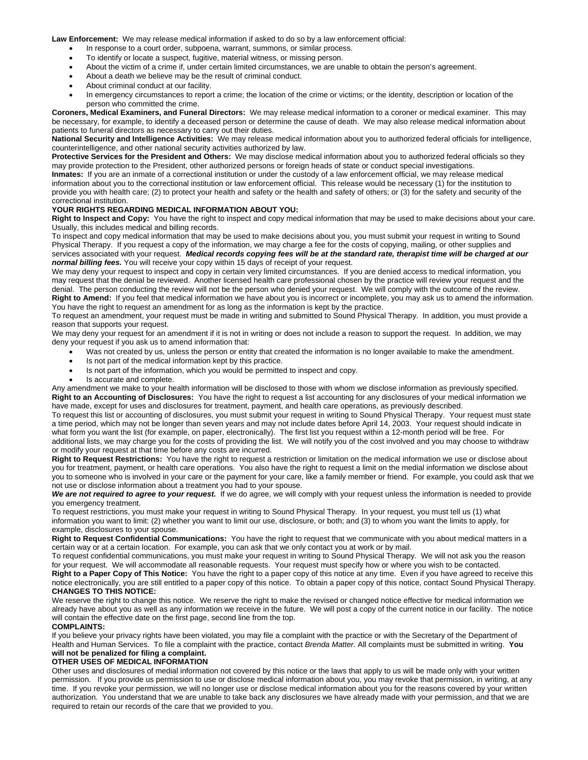**Law Enforcement:** We may release medical information if asked to do so by a law enforcement official:

- In response to a court order, subpoena, warrant, summons, or similar process.
- To identify or locate a suspect, fugitive, material witness, or missing person.
- About the victim of a crime if, under certain limited circumstances, we are unable to obtain the person's agreement.
- About a death we believe may be the result of criminal conduct.
- About criminal conduct at our facility.
- In emergency circumstances to report a crime; the location of the crime or victims; or the identity, description or location of the person who committed the crime.

**Coroners, Medical Examiners, and Funeral Directors:** We may release medical information to a coroner or medical examiner. This may be necessary, for example, to identify a deceased person or determine the cause of death. We may also release medical information about patients to funeral directors as necessary to carry out their duties.

**National Security and Intelligence Activities:** We may release medical information about you to authorized federal officials for intelligence, counterintelligence, and other national security activities authorized by law.

**Protective Services for the President and Others:** We may disclose medical information about you to authorized federal officials so they may provide protection to the President, other authorized persons or foreign heads of state or conduct special investigations.

**Inmates:** If you are an inmate of a correctional institution or under the custody of a law enforcement official, we may release medical information about you to the correctional institution or law enforcement official. This release would be necessary (1) for the institution to provide you with health care; (2) to protect your health and safety or the health and safety of others; or (3) for the safety and security of the correctional institution.

**YOUR RIGHTS REGARDING MEDICAL INFORMATION ABOUT YOU:**

**Right to Inspect and Copy:** You have the right to inspect and copy medical information that may be used to make decisions about your care. Usually, this includes medical and billing records.

To inspect and copy medical information that may be used to make decisions about you, you must submit your request in writing to Sound Physical Therapy. If you request a copy of the information, we may charge a fee for the costs of copying, mailing, or other supplies and services associated with your request. ***Medical records copying fees will be at the standard rate, therapist time will be charged at our normal billing fees.*** You will receive your copy within 15 days of receipt of your request.

We may deny your request to inspect and copy in certain very limited circumstances. If you are denied access to medical information, you may request that the denial be reviewed. Another licensed health care professional chosen by the practice will review your request and the denial. The person conducting the review will not be the person who denied your request. We will comply with the outcome of the review.

**Right to Amend:** If you feel that medical information we have about you is incorrect or incomplete, you may ask us to amend the information. You have the right to request an amendment for as long as the information is kept by the practice.

To request an amendment, your request must be made in writing and submitted to Sound Physical Therapy. In addition, you must provide a reason that supports your request.

We may deny your request for an amendment if it is not in writing or does not include a reason to support the request. In addition, we may deny your request if you ask us to amend information that:

- Was not created by us, unless the person or entity that created the information is no longer available to make the amendment.
- Is not part of the medical information kept by this practice.
- Is not part of the information, which you would be permitted to inspect and copy.
- Is accurate and complete.

Any amendment we make to your health information will be disclosed to those with whom we disclose information as previously specified.

**Right to an Accounting of Disclosures:** You have the right to request a list accounting for any disclosures of your medical information we have made, except for uses and disclosures for treatment, payment, and health care operations, as previously described.

To request this list or accounting of disclosures, you must submit your request in writing to Sound Physical Therapy. Your request must state a time period, which may not be longer than seven years and may not include dates before April 14, 2003. Your request should indicate in what form you want the list (for example, on paper, electronically). The first list you request within a 12-month period will be free. For additional lists, we may charge you for the costs of providing the list. We will notify you of the cost involved and you may choose to withdraw or modify your request at that time before any costs are incurred.

**Right to Request Restrictions:** You have the right to request a restriction or limitation on the medical information we use or disclose about you for treatment, payment, or health care operations. You also have the right to request a limit on the medial information we disclose about you to someone who is involved in your care or the payment for your care, like a family member or friend. For example, you could ask that we not use or disclose information about a treatment you had to your spouse.

***We are not required to agree to your request.*** If we do agree, we will comply with your request unless the information is needed to provide you emergency treatment.

To request restrictions, you must make your request in writing to Sound Physical Therapy. In your request, you must tell us (1) what information you want to limit: (2) whether you want to limit our use, disclosure, or both; and (3) to whom you want the limits to apply, for example, disclosures to your spouse.

**Right to Request Confidential Communications:** You have the right to request that we communicate with you about medical matters in a certain way or at a certain location. For example, you can ask that we only contact you at work or by mail.

To request confidential communications, you must make your request in writing to Sound Physical Therapy. We will not ask you the reason for your request. We will accommodate all reasonable requests. Your request must specify how or where you wish to be contacted.

**Right to a Paper Copy of This Notice:** You have the right to a paper copy of this notice at any time. Even if you have agreed to receive this notice electronically, you are still entitled to a paper copy of this notice. To obtain a paper copy of this notice, contact Sound Physical Therapy.

**CHANGES TO THIS NOTICE:**

We reserve the right to change this notice. We reserve the right to make the revised or changed notice effective for medical information we already have about you as well as any information we receive in the future. We will post a copy of the current notice in our facility. The notice will contain the effective date on the first page, second line from the top.

**COMPLAINTS:**

If you believe your privacy rights have been violated, you may file a complaint with the practice or with the Secretary of the Department of Health and Human Services. To file a complaint with the practice, contact *Brenda Matter.* All complaints must be submitted in writing. **You will not be penalized for filing a complaint.**

**OTHER USES OF MEDICAL INFORMATION**

Other uses and disclosures of medial information not covered by this notice or the laws that apply to us will be made only with your written permission. If you provide us permission to use or disclose medical information about you, you may revoke that permission, in writing, at any time. If you revoke your permission, we will no longer use or disclose medical information about you for the reasons covered by your written authorization. You understand that we are unable to take back any disclosures we have already made with your permission, and that we are required to retain our records of the care that we provided to you.